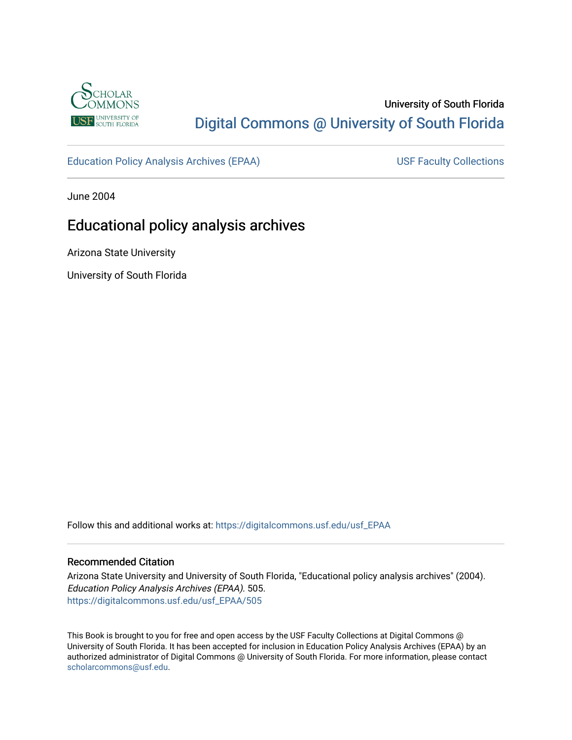University of South Florida

Digital Commons @ University of South Florida

Education Policy Analysis Archives (EPAA) | USF Faculty Collections

June 2004

# Educational policy analysis archives

Arizona State University

University of South Florida

Follow this and additional works at: https://digitalcommons.usf.edu/usf_EPAA

## Recommended Citation

Arizona State University and University of South Florida, "Educational policy analysis archives" (2004). *Education Policy Analysis Archives (EPAA)*. 505.
https://digitalcommons.usf.edu/usf_EPAA/505

This Book is brought to you for free and open access by the USF Faculty Collections at Digital Commons @ University of South Florida. It has been accepted for inclusion in Education Policy Analysis Archives (EPAA) by an authorized administrator of Digital Commons @ University of South Florida. For more information, please contact scholarcommons@usf.edu.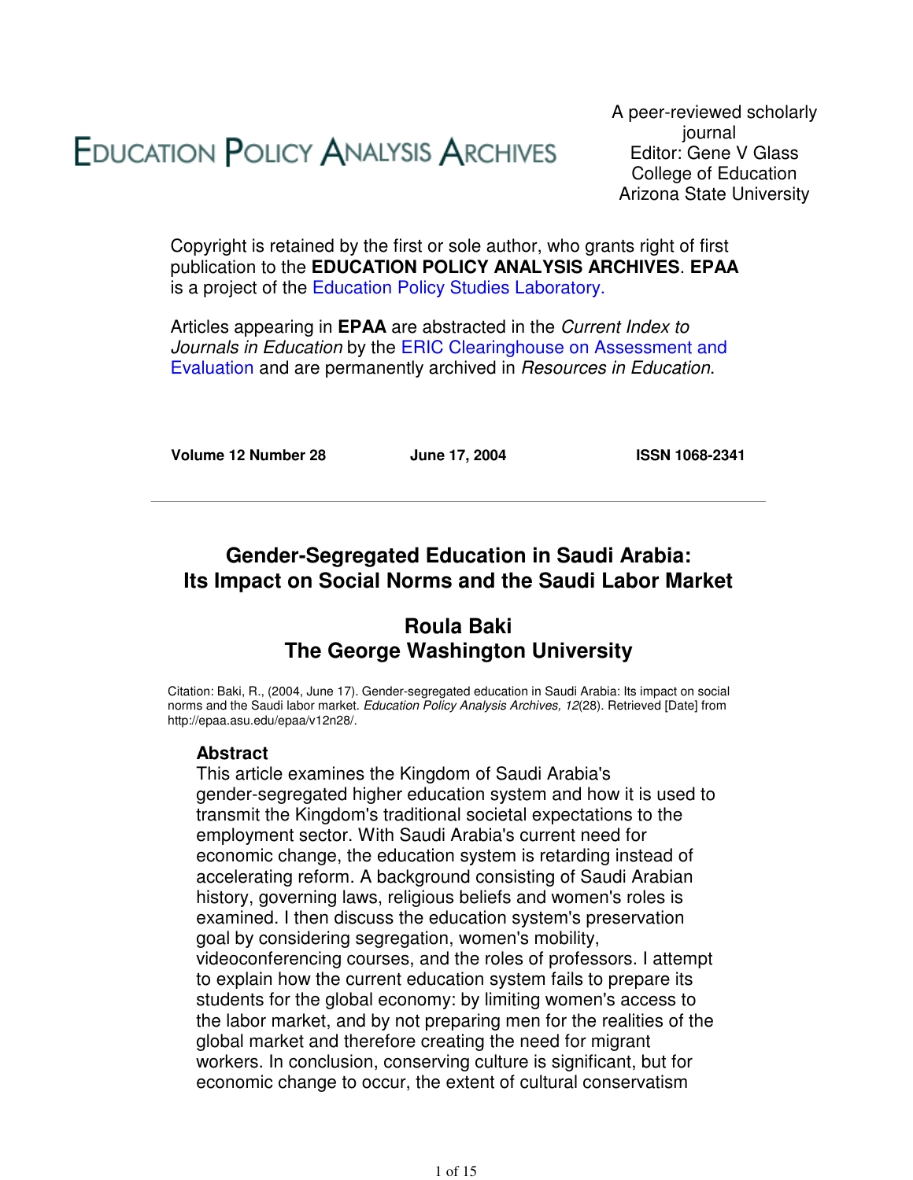# EDUCATION POLICY ANALYSIS ARCHIVES

A peer-reviewed scholarly journal
Editor: Gene V Glass
College of Education
Arizona State University

Copyright is retained by the first or sole author, who grants right of first publication to the **EDUCATION POLICY ANALYSIS ARCHIVES**. **EPAA** is a project of the Education Policy Studies Laboratory.

Articles appearing in **EPAA** are abstracted in the *Current Index to Journals in Education* by the ERIC Clearinghouse on Assessment and Evaluation and are permanently archived in *Resources in Education*.

**Volume 12 Number 28** **June 17, 2004** **ISSN 1068-2341**

---

## Gender-Segregated Education in Saudi Arabia: Its Impact on Social Norms and the Saudi Labor Market

### Roula Baki
### The George Washington University

Citation: Baki, R., (2004, June 17). Gender-segregated education in Saudi Arabia: Its impact on social norms and the Saudi labor market. *Education Policy Analysis Archives, 12*(28). Retrieved [Date] from http://epaa.asu.edu/epaa/v12n28/.

### Abstract

This article examines the Kingdom of Saudi Arabia's gender-segregated higher education system and how it is used to transmit the Kingdom's traditional societal expectations to the employment sector. With Saudi Arabia's current need for economic change, the education system is retarding instead of accelerating reform. A background consisting of Saudi Arabian history, governing laws, religious beliefs and women's roles is examined. I then discuss the education system's preservation goal by considering segregation, women's mobility, videoconferencing courses, and the roles of professors. I attempt to explain how the current education system fails to prepare its students for the global economy: by limiting women's access to the labor market, and by not preparing men for the realities of the global market and therefore creating the need for migrant workers. In conclusion, conserving culture is significant, but for economic change to occur, the extent of cultural conservatism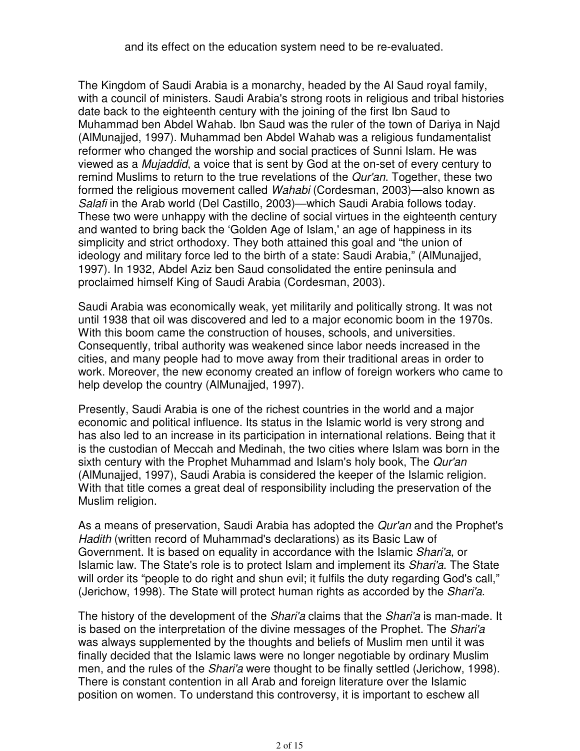and its effect on the education system need to be re-evaluated.

The Kingdom of Saudi Arabia is a monarchy, headed by the Al Saud royal family, with a council of ministers. Saudi Arabia's strong roots in religious and tribal histories date back to the eighteenth century with the joining of the first Ibn Saud to Muhammad ben Abdel Wahab. Ibn Saud was the ruler of the town of Dariya in Najd (AlMunajjed, 1997). Muhammad ben Abdel Wahab was a religious fundamentalist reformer who changed the worship and social practices of Sunni Islam. He was viewed as a *Mujaddid*, a voice that is sent by God at the on-set of every century to remind Muslims to return to the true revelations of the *Qur'an*. Together, these two formed the religious movement called *Wahabi* (Cordesman, 2003)—also known as *Salafi* in the Arab world (Del Castillo, 2003)—which Saudi Arabia follows today. These two were unhappy with the decline of social virtues in the eighteenth century and wanted to bring back the 'Golden Age of Islam,' an age of happiness in its simplicity and strict orthodoxy. They both attained this goal and "the union of ideology and military force led to the birth of a state: Saudi Arabia," (AlMunajjed, 1997). In 1932, Abdel Aziz ben Saud consolidated the entire peninsula and proclaimed himself King of Saudi Arabia (Cordesman, 2003).

Saudi Arabia was economically weak, yet militarily and politically strong. It was not until 1938 that oil was discovered and led to a major economic boom in the 1970s. With this boom came the construction of houses, schools, and universities. Consequently, tribal authority was weakened since labor needs increased in the cities, and many people had to move away from their traditional areas in order to work. Moreover, the new economy created an inflow of foreign workers who came to help develop the country (AlMunajjed, 1997).

Presently, Saudi Arabia is one of the richest countries in the world and a major economic and political influence. Its status in the Islamic world is very strong and has also led to an increase in its participation in international relations. Being that it is the custodian of Meccah and Medinah, the two cities where Islam was born in the sixth century with the Prophet Muhammad and Islam's holy book, The *Qur'an* (AlMunajjed, 1997), Saudi Arabia is considered the keeper of the Islamic religion. With that title comes a great deal of responsibility including the preservation of the Muslim religion.

As a means of preservation, Saudi Arabia has adopted the *Qur'an* and the Prophet's *Hadith* (written record of Muhammad's declarations) as its Basic Law of Government. It is based on equality in accordance with the Islamic *Shari'a*, or Islamic law. The State's role is to protect Islam and implement its *Shari'a*. The State will order its "people to do right and shun evil; it fulfils the duty regarding God's call," (Jerichow, 1998). The State will protect human rights as accorded by the *Shari'a*.

The history of the development of the *Shari'a* claims that the *Shari'a* is man-made. It is based on the interpretation of the divine messages of the Prophet. The *Shari'a* was always supplemented by the thoughts and beliefs of Muslim men until it was finally decided that the Islamic laws were no longer negotiable by ordinary Muslim men, and the rules of the *Shari'a* were thought to be finally settled (Jerichow, 1998). There is constant contention in all Arab and foreign literature over the Islamic position on women. To understand this controversy, it is important to eschew all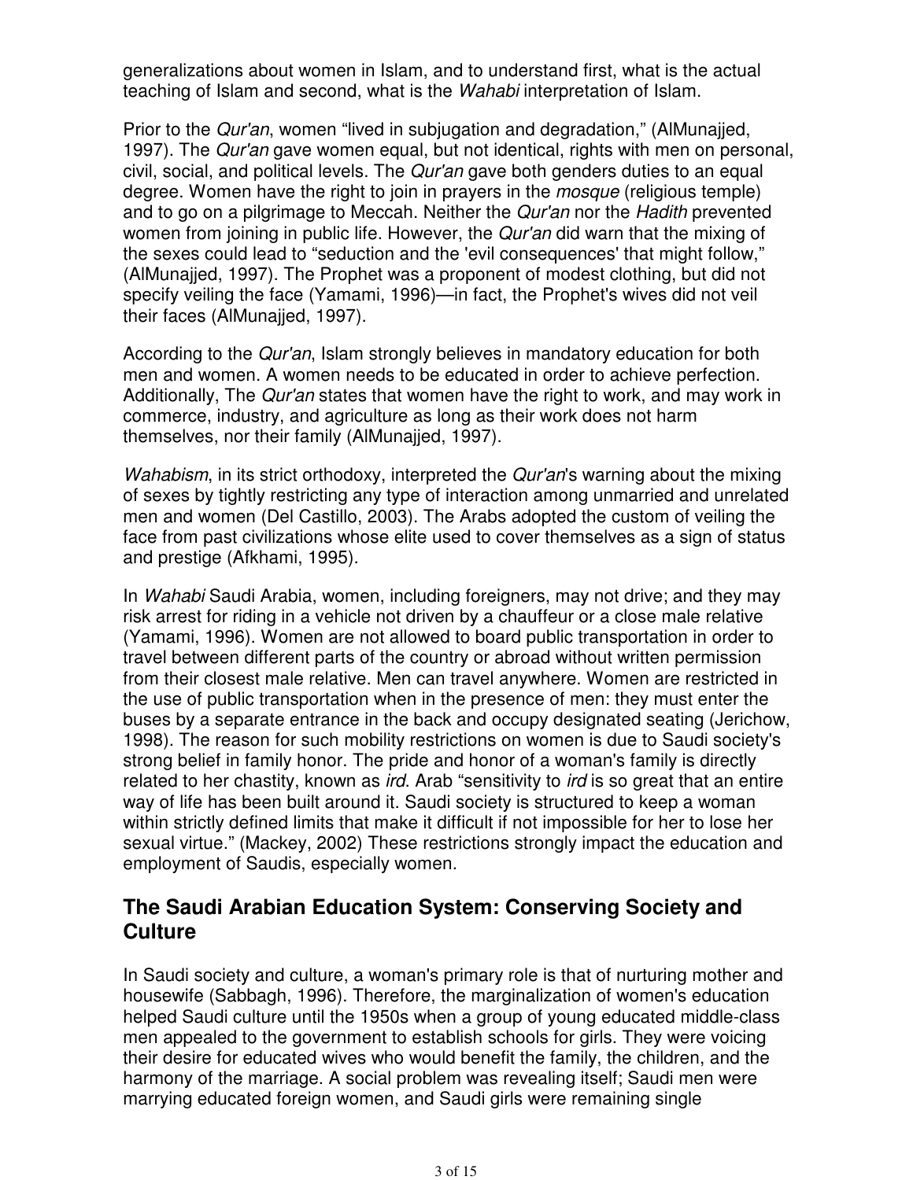generalizations about women in Islam, and to understand first, what is the actual teaching of Islam and second, what is the *Wahabi* interpretation of Islam.

Prior to the *Qur'an*, women "lived in subjugation and degradation," (AlMunajjed, 1997). The *Qur'an* gave women equal, but not identical, rights with men on personal, civil, social, and political levels. The *Qur'an* gave both genders duties to an equal degree. Women have the right to join in prayers in the *mosque* (religious temple) and to go on a pilgrimage to Meccah. Neither the *Qur'an* nor the *Hadith* prevented women from joining in public life. However, the *Qur'an* did warn that the mixing of the sexes could lead to "seduction and the 'evil consequences' that might follow," (AlMunajjed, 1997). The Prophet was a proponent of modest clothing, but did not specify veiling the face (Yamami, 1996)—in fact, the Prophet's wives did not veil their faces (AlMunajjed, 1997).

According to the *Qur'an*, Islam strongly believes in mandatory education for both men and women. A women needs to be educated in order to achieve perfection. Additionally, The *Qur'an* states that women have the right to work, and may work in commerce, industry, and agriculture as long as their work does not harm themselves, nor their family (AlMunajjed, 1997).

*Wahabism*, in its strict orthodoxy, interpreted the *Qur'an*'s warning about the mixing of sexes by tightly restricting any type of interaction among unmarried and unrelated men and women (Del Castillo, 2003). The Arabs adopted the custom of veiling the face from past civilizations whose elite used to cover themselves as a sign of status and prestige (Afkhami, 1995).

In *Wahabi* Saudi Arabia, women, including foreigners, may not drive; and they may risk arrest for riding in a vehicle not driven by a chauffeur or a close male relative (Yamami, 1996). Women are not allowed to board public transportation in order to travel between different parts of the country or abroad without written permission from their closest male relative. Men can travel anywhere. Women are restricted in the use of public transportation when in the presence of men: they must enter the buses by a separate entrance in the back and occupy designated seating (Jerichow, 1998). The reason for such mobility restrictions on women is due to Saudi society's strong belief in family honor. The pride and honor of a woman's family is directly related to her chastity, known as *ird*. Arab "sensitivity to *ird* is so great that an entire way of life has been built around it. Saudi society is structured to keep a woman within strictly defined limits that make it difficult if not impossible for her to lose her sexual virtue." (Mackey, 2002) These restrictions strongly impact the education and employment of Saudis, especially women.

## The Saudi Arabian Education System: Conserving Society and Culture

In Saudi society and culture, a woman's primary role is that of nurturing mother and housewife (Sabbagh, 1996). Therefore, the marginalization of women's education helped Saudi culture until the 1950s when a group of young educated middle-class men appealed to the government to establish schools for girls. They were voicing their desire for educated wives who would benefit the family, the children, and the harmony of the marriage. A social problem was revealing itself; Saudi men were marrying educated foreign women, and Saudi girls were remaining single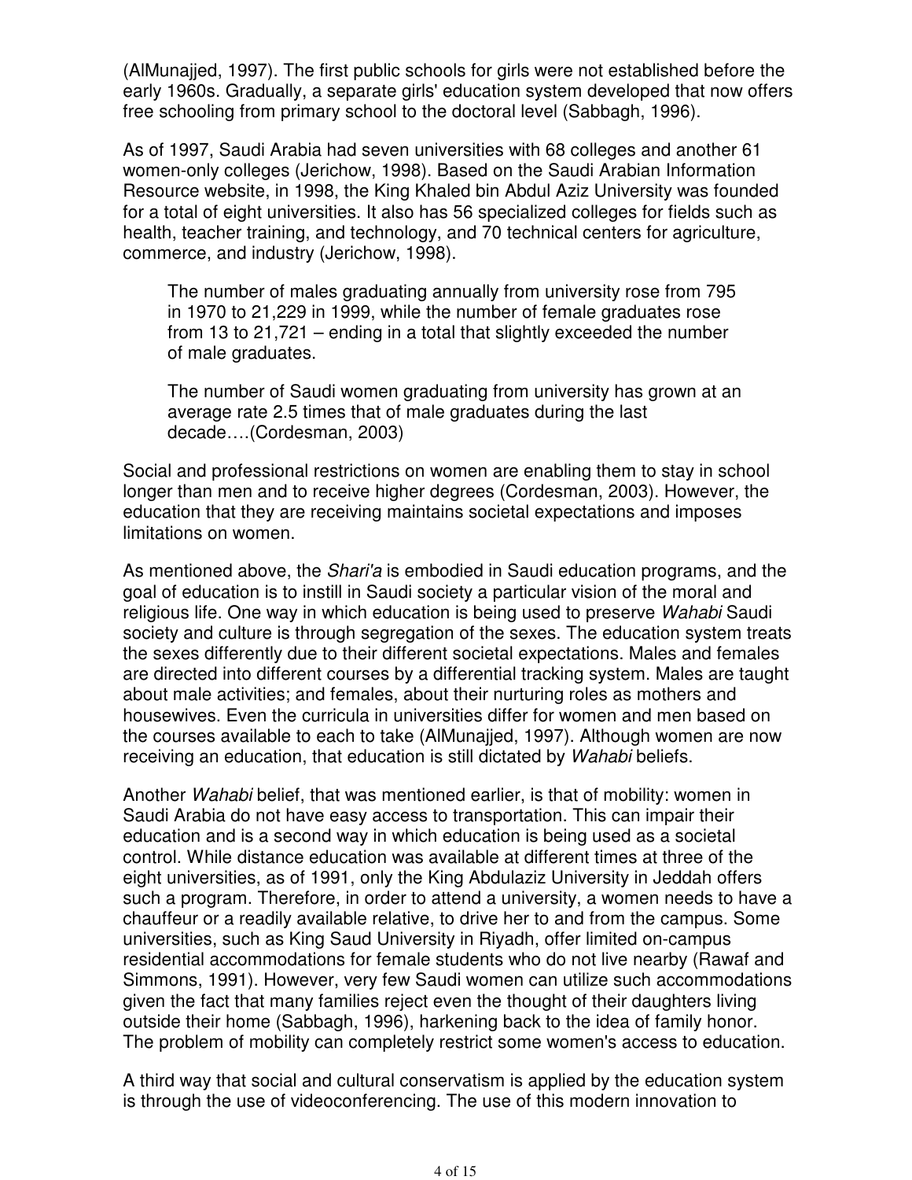(AlMunajjed, 1997). The first public schools for girls were not established before the early 1960s. Gradually, a separate girls' education system developed that now offers free schooling from primary school to the doctoral level (Sabbagh, 1996).

As of 1997, Saudi Arabia had seven universities with 68 colleges and another 61 women-only colleges (Jerichow, 1998). Based on the Saudi Arabian Information Resource website, in 1998, the King Khaled bin Abdul Aziz University was founded for a total of eight universities. It also has 56 specialized colleges for fields such as health, teacher training, and technology, and 70 technical centers for agriculture, commerce, and industry (Jerichow, 1998).

> The number of males graduating annually from university rose from 795 in 1970 to 21,229 in 1999, while the number of female graduates rose from 13 to 21,721 – ending in a total that slightly exceeded the number of male graduates.
>
> The number of Saudi women graduating from university has grown at an average rate 2.5 times that of male graduates during the last decade….(Cordesman, 2003)

Social and professional restrictions on women are enabling them to stay in school longer than men and to receive higher degrees (Cordesman, 2003). However, the education that they are receiving maintains societal expectations and imposes limitations on women.

As mentioned above, the *Shari'a* is embodied in Saudi education programs, and the goal of education is to instill in Saudi society a particular vision of the moral and religious life. One way in which education is being used to preserve *Wahabi* Saudi society and culture is through segregation of the sexes. The education system treats the sexes differently due to their different societal expectations. Males and females are directed into different courses by a differential tracking system. Males are taught about male activities; and females, about their nurturing roles as mothers and housewives. Even the curricula in universities differ for women and men based on the courses available to each to take (AlMunajjed, 1997). Although women are now receiving an education, that education is still dictated by *Wahabi* beliefs.

Another *Wahabi* belief, that was mentioned earlier, is that of mobility: women in Saudi Arabia do not have easy access to transportation. This can impair their education and is a second way in which education is being used as a societal control. While distance education was available at different times at three of the eight universities, as of 1991, only the King Abdulaziz University in Jeddah offers such a program. Therefore, in order to attend a university, a women needs to have a chauffeur or a readily available relative, to drive her to and from the campus. Some universities, such as King Saud University in Riyadh, offer limited on-campus residential accommodations for female students who do not live nearby (Rawaf and Simmons, 1991). However, very few Saudi women can utilize such accommodations given the fact that many families reject even the thought of their daughters living outside their home (Sabbagh, 1996), harkening back to the idea of family honor. The problem of mobility can completely restrict some women's access to education.

A third way that social and cultural conservatism is applied by the education system is through the use of videoconferencing. The use of this modern innovation to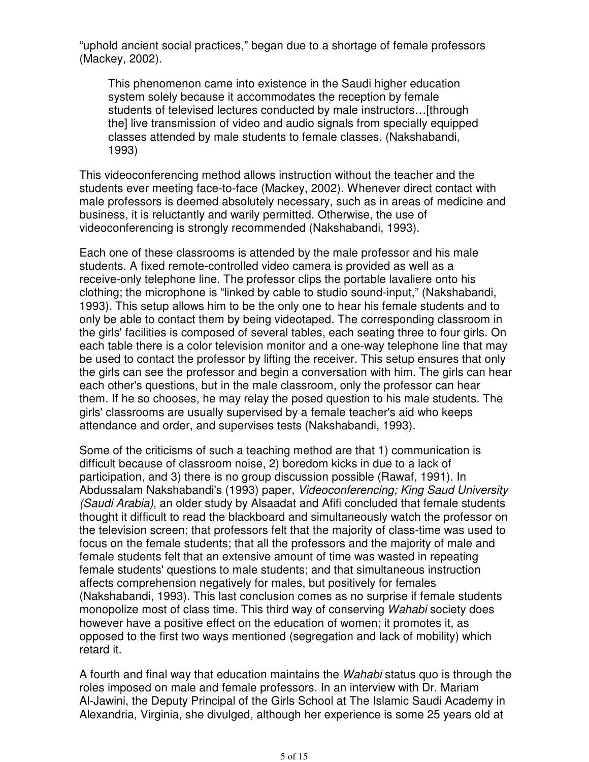"uphold ancient social practices," began due to a shortage of female professors (Mackey, 2002).

> This phenomenon came into existence in the Saudi higher education system solely because it accommodates the reception by female students of televised lectures conducted by male instructors…[through the] live transmission of video and audio signals from specially equipped classes attended by male students to female classes. (Nakshabandi, 1993)

This videoconferencing method allows instruction without the teacher and the students ever meeting face-to-face (Mackey, 2002). Whenever direct contact with male professors is deemed absolutely necessary, such as in areas of medicine and business, it is reluctantly and warily permitted. Otherwise, the use of videoconferencing is strongly recommended (Nakshabandi, 1993).

Each one of these classrooms is attended by the male professor and his male students. A fixed remote-controlled video camera is provided as well as a receive-only telephone line. The professor clips the portable lavaliere onto his clothing; the microphone is "linked by cable to studio sound-input," (Nakshabandi, 1993). This setup allows him to be the only one to hear his female students and to only be able to contact them by being videotaped. The corresponding classroom in the girls' facilities is composed of several tables, each seating three to four girls. On each table there is a color television monitor and a one-way telephone line that may be used to contact the professor by lifting the receiver. This setup ensures that only the girls can see the professor and begin a conversation with him. The girls can hear each other's questions, but in the male classroom, only the professor can hear them. If he so chooses, he may relay the posed question to his male students. The girls' classrooms are usually supervised by a female teacher's aid who keeps attendance and order, and supervises tests (Nakshabandi, 1993).

Some of the criticisms of such a teaching method are that 1) communication is difficult because of classroom noise, 2) boredom kicks in due to a lack of participation, and 3) there is no group discussion possible (Rawaf, 1991). In Abdussalam Nakshabandi's (1993) paper, *Videoconferencing; King Saud University (Saudi Arabia)*, an older study by Alsaadat and Afifi concluded that female students thought it difficult to read the blackboard and simultaneously watch the professor on the television screen; that professors felt that the majority of class-time was used to focus on the female students; that all the professors and the majority of male and female students felt that an extensive amount of time was wasted in repeating female students' questions to male students; and that simultaneous instruction affects comprehension negatively for males, but positively for females (Nakshabandi, 1993). This last conclusion comes as no surprise if female students monopolize most of class time. This third way of conserving *Wahabi* society does however have a positive effect on the education of women; it promotes it, as opposed to the first two ways mentioned (segregation and lack of mobility) which retard it.

A fourth and final way that education maintains the *Wahabi* status quo is through the roles imposed on male and female professors. In an interview with Dr. Mariam Al-Jawini, the Deputy Principal of the Girls School at The Islamic Saudi Academy in Alexandria, Virginia, she divulged, although her experience is some 25 years old at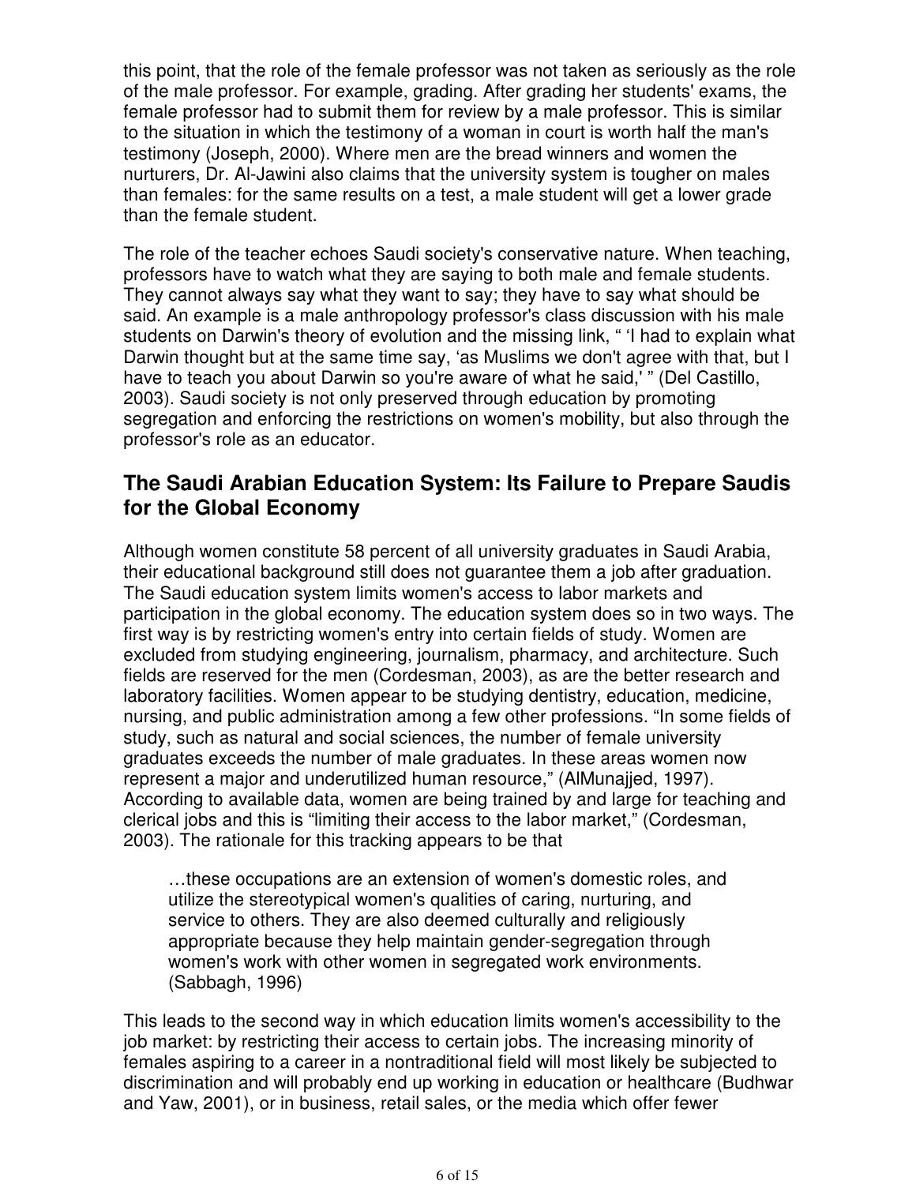this point, that the role of the female professor was not taken as seriously as the role of the male professor. For example, grading. After grading her students' exams, the female professor had to submit them for review by a male professor. This is similar to the situation in which the testimony of a woman in court is worth half the man's testimony (Joseph, 2000). Where men are the bread winners and women the nurturers, Dr. Al-Jawini also claims that the university system is tougher on males than females: for the same results on a test, a male student will get a lower grade than the female student.

The role of the teacher echoes Saudi society's conservative nature. When teaching, professors have to watch what they are saying to both male and female students. They cannot always say what they want to say; they have to say what should be said. An example is a male anthropology professor's class discussion with his male students on Darwin's theory of evolution and the missing link, " 'I had to explain what Darwin thought but at the same time say, 'as Muslims we don't agree with that, but I have to teach you about Darwin so you're aware of what he said,' " (Del Castillo, 2003). Saudi society is not only preserved through education by promoting segregation and enforcing the restrictions on women's mobility, but also through the professor's role as an educator.

## The Saudi Arabian Education System: Its Failure to Prepare Saudis for the Global Economy

Although women constitute 58 percent of all university graduates in Saudi Arabia, their educational background still does not guarantee them a job after graduation. The Saudi education system limits women's access to labor markets and participation in the global economy. The education system does so in two ways. The first way is by restricting women's entry into certain fields of study. Women are excluded from studying engineering, journalism, pharmacy, and architecture. Such fields are reserved for the men (Cordesman, 2003), as are the better research and laboratory facilities. Women appear to be studying dentistry, education, medicine, nursing, and public administration among a few other professions. "In some fields of study, such as natural and social sciences, the number of female university graduates exceeds the number of male graduates. In these areas women now represent a major and underutilized human resource," (AlMunajjed, 1997). According to available data, women are being trained by and large for teaching and clerical jobs and this is "limiting their access to the labor market," (Cordesman, 2003). The rationale for this tracking appears to be that

> …these occupations are an extension of women's domestic roles, and utilize the stereotypical women's qualities of caring, nurturing, and service to others. They are also deemed culturally and religiously appropriate because they help maintain gender-segregation through women's work with other women in segregated work environments. (Sabbagh, 1996)

This leads to the second way in which education limits women's accessibility to the job market: by restricting their access to certain jobs. The increasing minority of females aspiring to a career in a nontraditional field will most likely be subjected to discrimination and will probably end up working in education or healthcare (Budhwar and Yaw, 2001), or in business, retail sales, or the media which offer fewer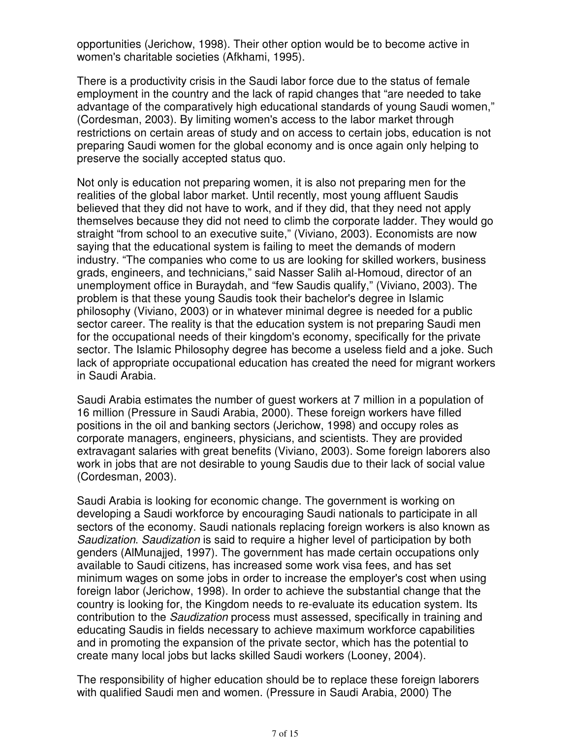opportunities (Jerichow, 1998). Their other option would be to become active in women's charitable societies (Afkhami, 1995).

There is a productivity crisis in the Saudi labor force due to the status of female employment in the country and the lack of rapid changes that "are needed to take advantage of the comparatively high educational standards of young Saudi women," (Cordesman, 2003). By limiting women's access to the labor market through restrictions on certain areas of study and on access to certain jobs, education is not preparing Saudi women for the global economy and is once again only helping to preserve the socially accepted status quo.

Not only is education not preparing women, it is also not preparing men for the realities of the global labor market. Until recently, most young affluent Saudis believed that they did not have to work, and if they did, that they need not apply themselves because they did not need to climb the corporate ladder. They would go straight "from school to an executive suite," (Viviano, 2003). Economists are now saying that the educational system is failing to meet the demands of modern industry. "The companies who come to us are looking for skilled workers, business grads, engineers, and technicians," said Nasser Salih al-Homoud, director of an unemployment office in Buraydah, and "few Saudis qualify," (Viviano, 2003). The problem is that these young Saudis took their bachelor's degree in Islamic philosophy (Viviano, 2003) or in whatever minimal degree is needed for a public sector career. The reality is that the education system is not preparing Saudi men for the occupational needs of their kingdom's economy, specifically for the private sector. The Islamic Philosophy degree has become a useless field and a joke. Such lack of appropriate occupational education has created the need for migrant workers in Saudi Arabia.

Saudi Arabia estimates the number of guest workers at 7 million in a population of 16 million (Pressure in Saudi Arabia, 2000). These foreign workers have filled positions in the oil and banking sectors (Jerichow, 1998) and occupy roles as corporate managers, engineers, physicians, and scientists. They are provided extravagant salaries with great benefits (Viviano, 2003). Some foreign laborers also work in jobs that are not desirable to young Saudis due to their lack of social value (Cordesman, 2003).

Saudi Arabia is looking for economic change. The government is working on developing a Saudi workforce by encouraging Saudi nationals to participate in all sectors of the economy. Saudi nationals replacing foreign workers is also known as *Saudization*. *Saudization* is said to require a higher level of participation by both genders (AlMunajjed, 1997). The government has made certain occupations only available to Saudi citizens, has increased some work visa fees, and has set minimum wages on some jobs in order to increase the employer's cost when using foreign labor (Jerichow, 1998). In order to achieve the substantial change that the country is looking for, the Kingdom needs to re-evaluate its education system. Its contribution to the *Saudization* process must assessed, specifically in training and educating Saudis in fields necessary to achieve maximum workforce capabilities and in promoting the expansion of the private sector, which has the potential to create many local jobs but lacks skilled Saudi workers (Looney, 2004).

The responsibility of higher education should be to replace these foreign laborers with qualified Saudi men and women. (Pressure in Saudi Arabia, 2000) The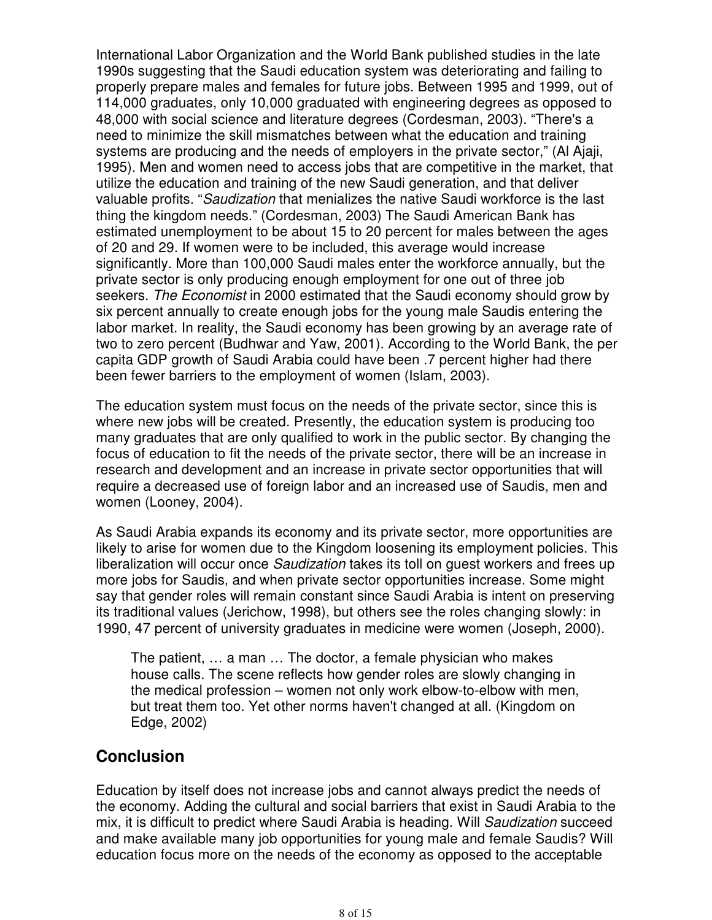International Labor Organization and the World Bank published studies in the late 1990s suggesting that the Saudi education system was deteriorating and failing to properly prepare males and females for future jobs. Between 1995 and 1999, out of 114,000 graduates, only 10,000 graduated with engineering degrees as opposed to 48,000 with social science and literature degrees (Cordesman, 2003). "There's a need to minimize the skill mismatches between what the education and training systems are producing and the needs of employers in the private sector," (Al Ajaji, 1995). Men and women need to access jobs that are competitive in the market, that utilize the education and training of the new Saudi generation, and that deliver valuable profits. "*Saudization* that menializes the native Saudi workforce is the last thing the kingdom needs." (Cordesman, 2003) The Saudi American Bank has estimated unemployment to be about 15 to 20 percent for males between the ages of 20 and 29. If women were to be included, this average would increase significantly. More than 100,000 Saudi males enter the workforce annually, but the private sector is only producing enough employment for one out of three job seekers. *The Economist* in 2000 estimated that the Saudi economy should grow by six percent annually to create enough jobs for the young male Saudis entering the labor market. In reality, the Saudi economy has been growing by an average rate of two to zero percent (Budhwar and Yaw, 2001). According to the World Bank, the per capita GDP growth of Saudi Arabia could have been .7 percent higher had there been fewer barriers to the employment of women (Islam, 2003).

The education system must focus on the needs of the private sector, since this is where new jobs will be created. Presently, the education system is producing too many graduates that are only qualified to work in the public sector. By changing the focus of education to fit the needs of the private sector, there will be an increase in research and development and an increase in private sector opportunities that will require a decreased use of foreign labor and an increased use of Saudis, men and women (Looney, 2004).

As Saudi Arabia expands its economy and its private sector, more opportunities are likely to arise for women due to the Kingdom loosening its employment policies. This liberalization will occur once *Saudization* takes its toll on guest workers and frees up more jobs for Saudis, and when private sector opportunities increase. Some might say that gender roles will remain constant since Saudi Arabia is intent on preserving its traditional values (Jerichow, 1998), but others see the roles changing slowly: in 1990, 47 percent of university graduates in medicine were women (Joseph, 2000).

> The patient, … a man … The doctor, a female physician who makes house calls. The scene reflects how gender roles are slowly changing in the medical profession – women not only work elbow-to-elbow with men, but treat them too. Yet other norms haven't changed at all. (Kingdom on Edge, 2002)

## Conclusion

Education by itself does not increase jobs and cannot always predict the needs of the economy. Adding the cultural and social barriers that exist in Saudi Arabia to the mix, it is difficult to predict where Saudi Arabia is heading. Will *Saudization* succeed and make available many job opportunities for young male and female Saudis? Will education focus more on the needs of the economy as opposed to the acceptable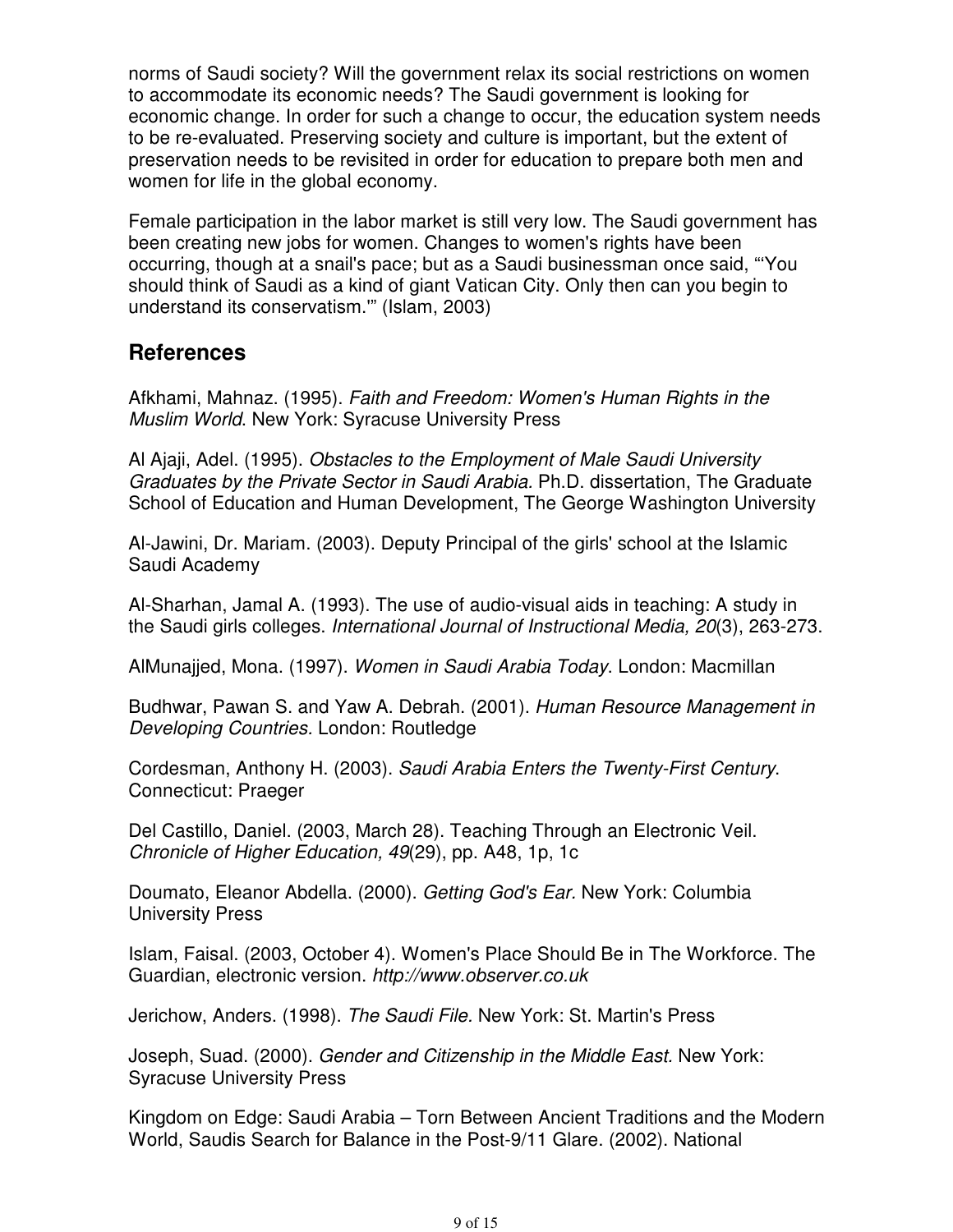norms of Saudi society? Will the government relax its social restrictions on women to accommodate its economic needs? The Saudi government is looking for economic change. In order for such a change to occur, the education system needs to be re-evaluated. Preserving society and culture is important, but the extent of preservation needs to be revisited in order for education to prepare both men and women for life in the global economy.

Female participation in the labor market is still very low. The Saudi government has been creating new jobs for women. Changes to women's rights have been occurring, though at a snail's pace; but as a Saudi businessman once said, "'You should think of Saudi as a kind of giant Vatican City. Only then can you begin to understand its conservatism.'" (Islam, 2003)

## References

Afkhami, Mahnaz. (1995). *Faith and Freedom: Women's Human Rights in the Muslim World*. New York: Syracuse University Press

Al Ajaji, Adel. (1995). *Obstacles to the Employment of Male Saudi University Graduates by the Private Sector in Saudi Arabia.* Ph.D. dissertation, The Graduate School of Education and Human Development, The George Washington University

Al-Jawini, Dr. Mariam. (2003). Deputy Principal of the girls' school at the Islamic Saudi Academy

Al-Sharhan, Jamal A. (1993). The use of audio-visual aids in teaching: A study in the Saudi girls colleges. *International Journal of Instructional Media, 20*(3), 263-273.

AlMunajjed, Mona. (1997). *Women in Saudi Arabia Today*. London: Macmillan

Budhwar, Pawan S. and Yaw A. Debrah. (2001). *Human Resource Management in Developing Countries.* London: Routledge

Cordesman, Anthony H. (2003). *Saudi Arabia Enters the Twenty-First Century*. Connecticut: Praeger

Del Castillo, Daniel. (2003, March 28). Teaching Through an Electronic Veil. *Chronicle of Higher Education, 49*(29), pp. A48, 1p, 1c

Doumato, Eleanor Abdella. (2000). *Getting God's Ear.* New York: Columbia University Press

Islam, Faisal. (2003, October 4). Women's Place Should Be in The Workforce. The Guardian, electronic version. *http://www.observer.co.uk*

Jerichow, Anders. (1998). *The Saudi File.* New York: St. Martin's Press

Joseph, Suad. (2000). *Gender and Citizenship in the Middle East.* New York: Syracuse University Press

Kingdom on Edge: Saudi Arabia – Torn Between Ancient Traditions and the Modern World, Saudis Search for Balance in the Post-9/11 Glare. (2002). National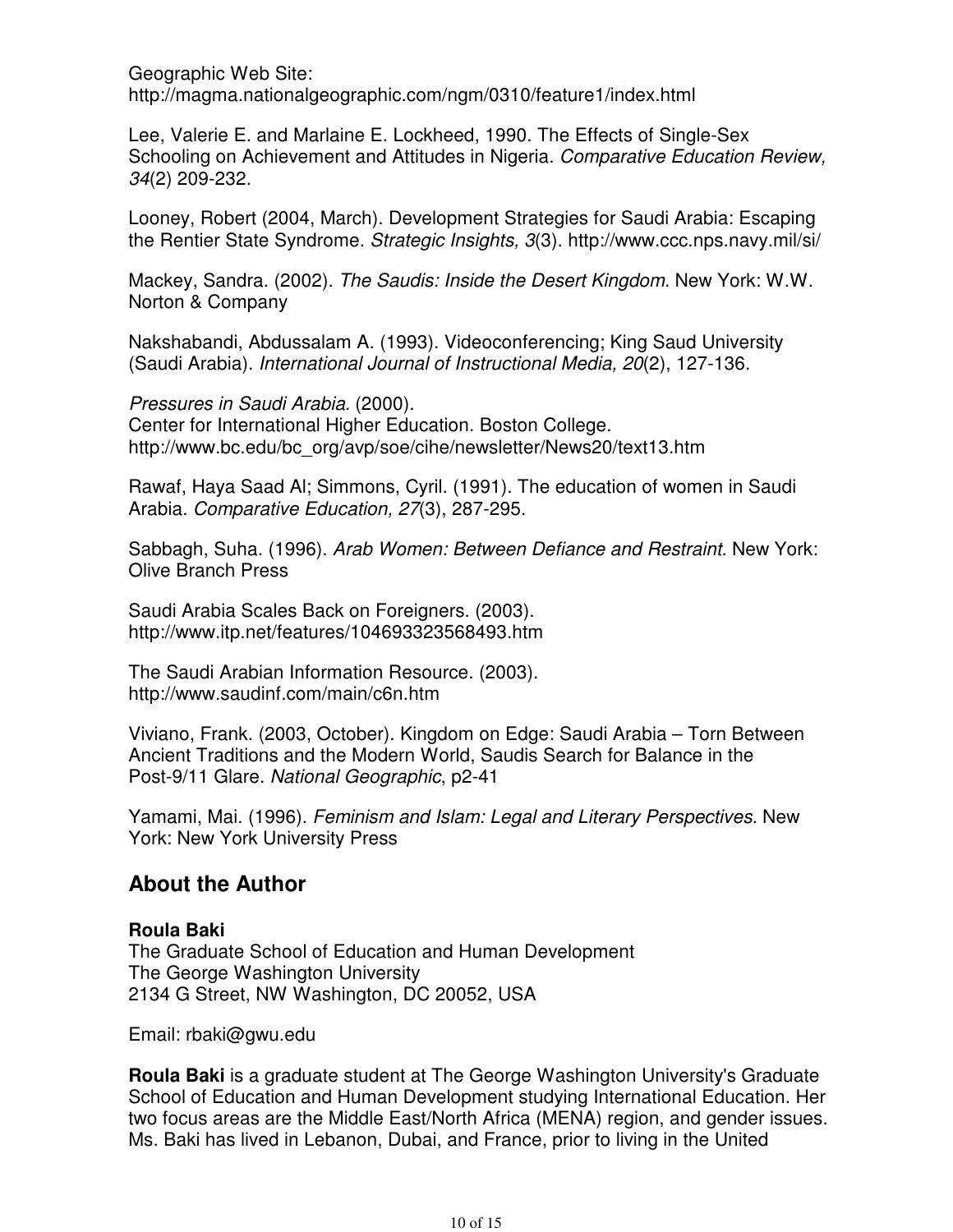Geographic Web Site:
http://magma.nationalgeographic.com/ngm/0310/feature1/index.html

Lee, Valerie E. and Marlaine E. Lockheed, 1990. The Effects of Single-Sex Schooling on Achievement and Attitudes in Nigeria. *Comparative Education Review, 34*(2) 209-232.

Looney, Robert (2004, March). Development Strategies for Saudi Arabia: Escaping the Rentier State Syndrome. *Strategic Insights, 3*(3). http://www.ccc.nps.navy.mil/si/

Mackey, Sandra. (2002). *The Saudis: Inside the Desert Kingdom.* New York: W.W. Norton & Company

Nakshabandi, Abdussalam A. (1993). Videoconferencing; King Saud University (Saudi Arabia). *International Journal of Instructional Media, 20*(2), 127-136.

*Pressures in Saudi Arabia.* (2000).
Center for International Higher Education. Boston College.
http://www.bc.edu/bc_org/avp/soe/cihe/newsletter/News20/text13.htm

Rawaf, Haya Saad Al; Simmons, Cyril. (1991). The education of women in Saudi Arabia. *Comparative Education, 27*(3), 287-295.

Sabbagh, Suha. (1996). *Arab Women: Between Defiance and Restraint.* New York: Olive Branch Press

Saudi Arabia Scales Back on Foreigners. (2003).
http://www.itp.net/features/104693323568493.htm

The Saudi Arabian Information Resource. (2003).
http://www.saudinf.com/main/c6n.htm

Viviano, Frank. (2003, October). Kingdom on Edge: Saudi Arabia – Torn Between Ancient Traditions and the Modern World, Saudis Search for Balance in the Post-9/11 Glare. *National Geographic*, p2-41

Yamami, Mai. (1996). *Feminism and Islam: Legal and Literary Perspectives.* New York: New York University Press

## About the Author

**Roula Baki**
The Graduate School of Education and Human Development
The George Washington University
2134 G Street, NW Washington, DC 20052, USA

Email: rbaki@gwu.edu

**Roula Baki** is a graduate student at The George Washington University's Graduate School of Education and Human Development studying International Education. Her two focus areas are the Middle East/North Africa (MENA) region, and gender issues. Ms. Baki has lived in Lebanon, Dubai, and France, prior to living in the United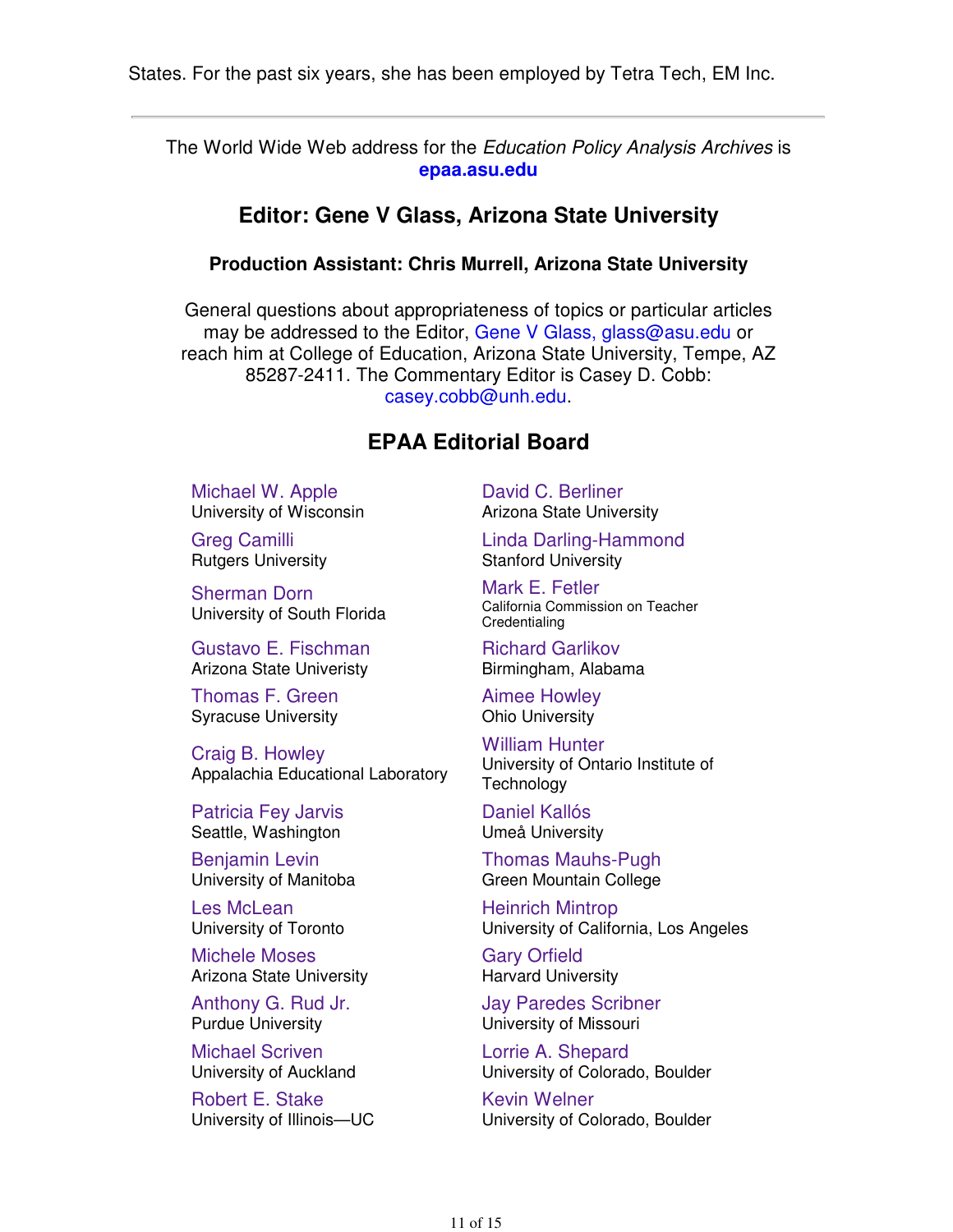States. For the past six years, she has been employed by Tetra Tech, EM Inc.

---

The World Wide Web address for the *Education Policy Analysis Archives* is **epaa.asu.edu**

## Editor: Gene V Glass, Arizona State University

### Production Assistant: Chris Murrell, Arizona State University

General questions about appropriateness of topics or particular articles may be addressed to the Editor, Gene V Glass, glass@asu.edu or reach him at College of Education, Arizona State University, Tempe, AZ 85287-2411. The Commentary Editor is Casey D. Cobb: casey.cobb@unh.edu.

## EPAA Editorial Board

Michael W. Apple
University of Wisconsin

David C. Berliner
Arizona State University

Greg Camilli
Rutgers University

Linda Darling-Hammond
Stanford University

Sherman Dorn
University of South Florida

Mark E. Fetler
California Commission on Teacher Credentialing

Gustavo E. Fischman
Arizona State Univeristy

Richard Garlikov
Birmingham, Alabama

Thomas F. Green
Syracuse University

Aimee Howley
Ohio University

Craig B. Howley
Appalachia Educational Laboratory

William Hunter
University of Ontario Institute of Technology

Patricia Fey Jarvis
Seattle, Washington

Daniel Kallós
Umeå University

Benjamin Levin
University of Manitoba

Thomas Mauhs-Pugh
Green Mountain College

Les McLean
University of Toronto

Heinrich Mintrop
University of California, Los Angeles

Michele Moses
Arizona State University

Gary Orfield
Harvard University

Anthony G. Rud Jr.
Purdue University

Jay Paredes Scribner
University of Missouri

Michael Scriven
University of Auckland

Lorrie A. Shepard
University of Colorado, Boulder

Robert E. Stake
University of Illinois—UC

Kevin Welner
University of Colorado, Boulder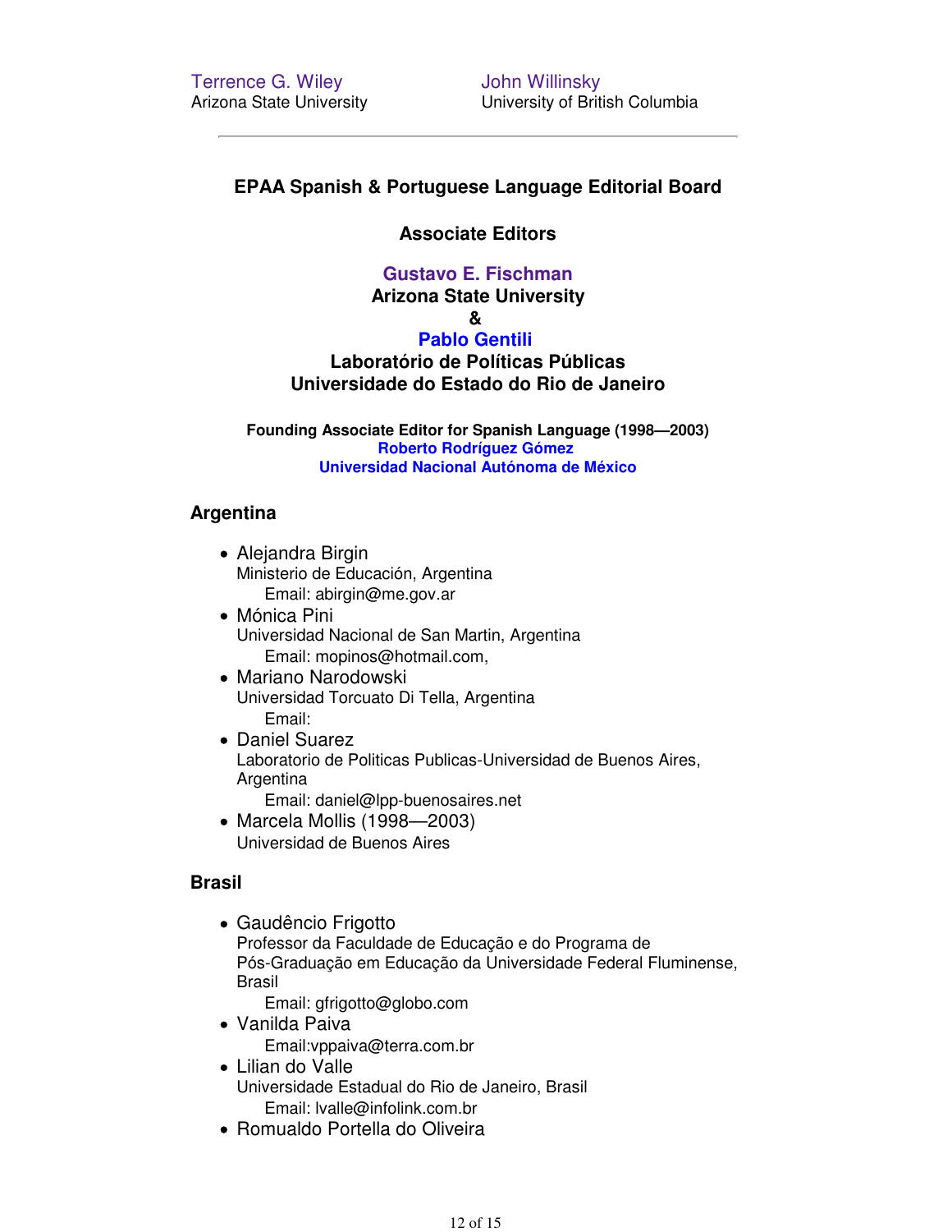Terrence G. Wiley
Arizona State University

John Willinsky
University of British Columbia

---

### EPAA Spanish & Portuguese Language Editorial Board

### Associate Editors

**Gustavo E. Fischman**
**Arizona State University**
**&**
**Pablo Gentili**
**Laboratório de Políticas Públicas**
**Universidade do Estado do Rio de Janeiro**

**Founding Associate Editor for Spanish Language (1998—2003)**
**Roberto Rodríguez Gómez**
**Universidad Nacional Autónoma de México**

### Argentina

- Alejandra Birgin
  Ministerio de Educación, Argentina
  Email: abirgin@me.gov.ar
- Mónica Pini
  Universidad Nacional de San Martin, Argentina
  Email: mopinos@hotmail.com,
- Mariano Narodowski
  Universidad Torcuato Di Tella, Argentina
  Email:
- Daniel Suarez
  Laboratorio de Politicas Publicas-Universidad de Buenos Aires, Argentina
  Email: daniel@lpp-buenosaires.net
- Marcela Mollis (1998—2003)
  Universidad de Buenos Aires

### Brasil

- Gaudêncio Frigotto
  Professor da Faculdade de Educação e do Programa de Pós-Graduação em Educação da Universidade Federal Fluminense, Brasil
  Email: gfrigotto@globo.com
- Vanilda Paiva
  Email:vppaiva@terra.com.br
- Lilian do Valle
  Universidade Estadual do Rio de Janeiro, Brasil
  Email: lvalle@infolink.com.br
- Romualdo Portella do Oliveira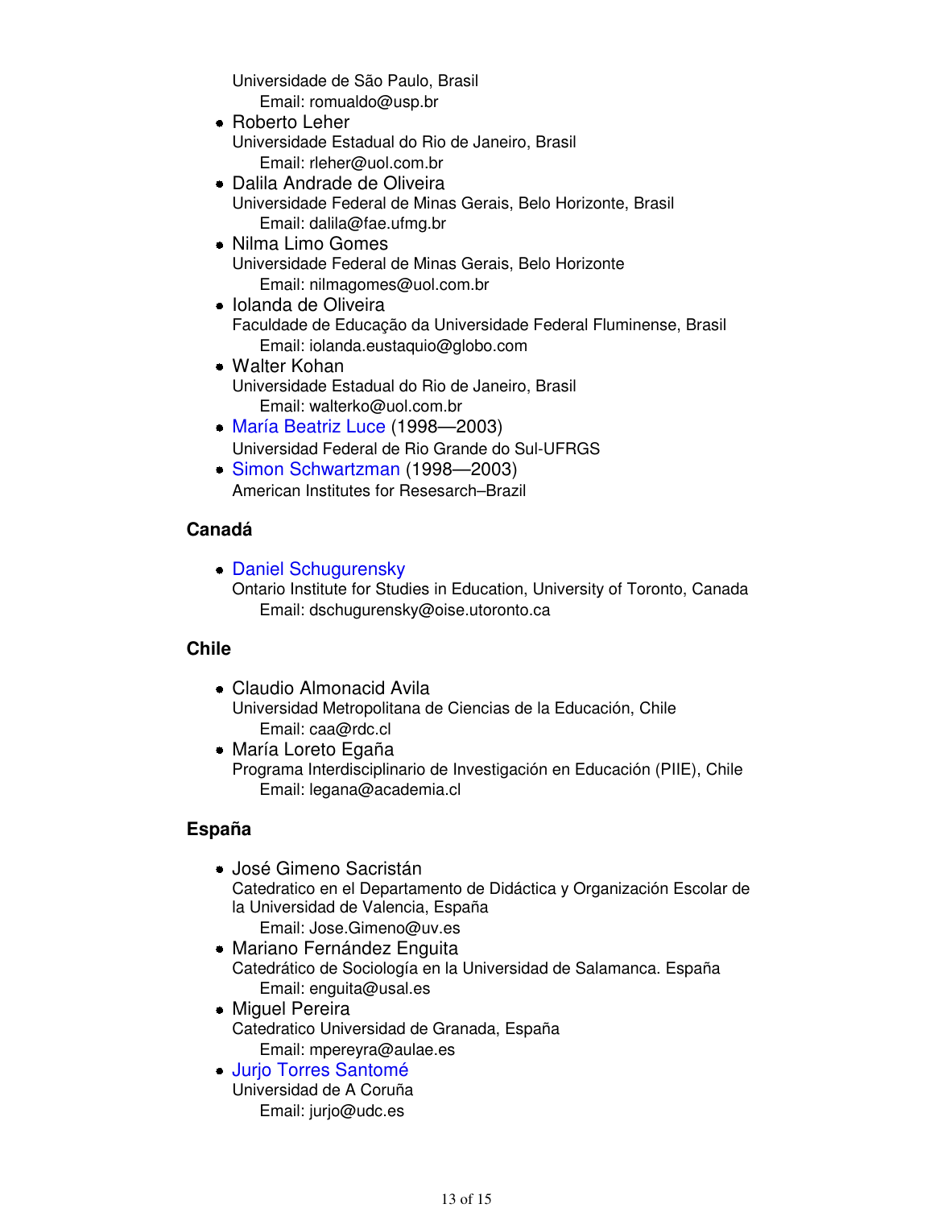Universidade de São Paulo, Brasil
Email: romualdo@usp.br

- Roberto Leher
  Universidade Estadual do Rio de Janeiro, Brasil
  Email: rleher@uol.com.br
- Dalila Andrade de Oliveira
  Universidade Federal de Minas Gerais, Belo Horizonte, Brasil
  Email: dalila@fae.ufmg.br
- Nilma Limo Gomes
  Universidade Federal de Minas Gerais, Belo Horizonte
  Email: nilmagomes@uol.com.br
- Iolanda de Oliveira
  Faculdade de Educação da Universidade Federal Fluminense, Brasil
  Email: iolanda.eustaquio@globo.com
- Walter Kohan
  Universidade Estadual do Rio de Janeiro, Brasil
  Email: walterko@uol.com.br
- María Beatriz Luce (1998—2003)
  Universidad Federal de Rio Grande do Sul-UFRGS
- Simon Schwartzman (1998—2003)
  American Institutes for Resesarch–Brazil

### Canadá

- Daniel Schugurensky
  Ontario Institute for Studies in Education, University of Toronto, Canada
  Email: dschugurensky@oise.utoronto.ca

### Chile

- Claudio Almonacid Avila
  Universidad Metropolitana de Ciencias de la Educación, Chile
  Email: caa@rdc.cl
- María Loreto Egaña
  Programa Interdisciplinario de Investigación en Educación (PIIE), Chile
  Email: legana@academia.cl

### España

- José Gimeno Sacristán
  Catedratico en el Departamento de Didáctica y Organización Escolar de la Universidad de Valencia, España
  Email: Jose.Gimeno@uv.es
- Mariano Fernández Enguita
  Catedrático de Sociología en la Universidad de Salamanca. España
  Email: enguita@usal.es
- Miguel Pereira
  Catedratico Universidad de Granada, España
  Email: mpereyra@aulae.es
- Jurjo Torres Santomé
  Universidad de A Coruña
  Email: jurjo@udc.es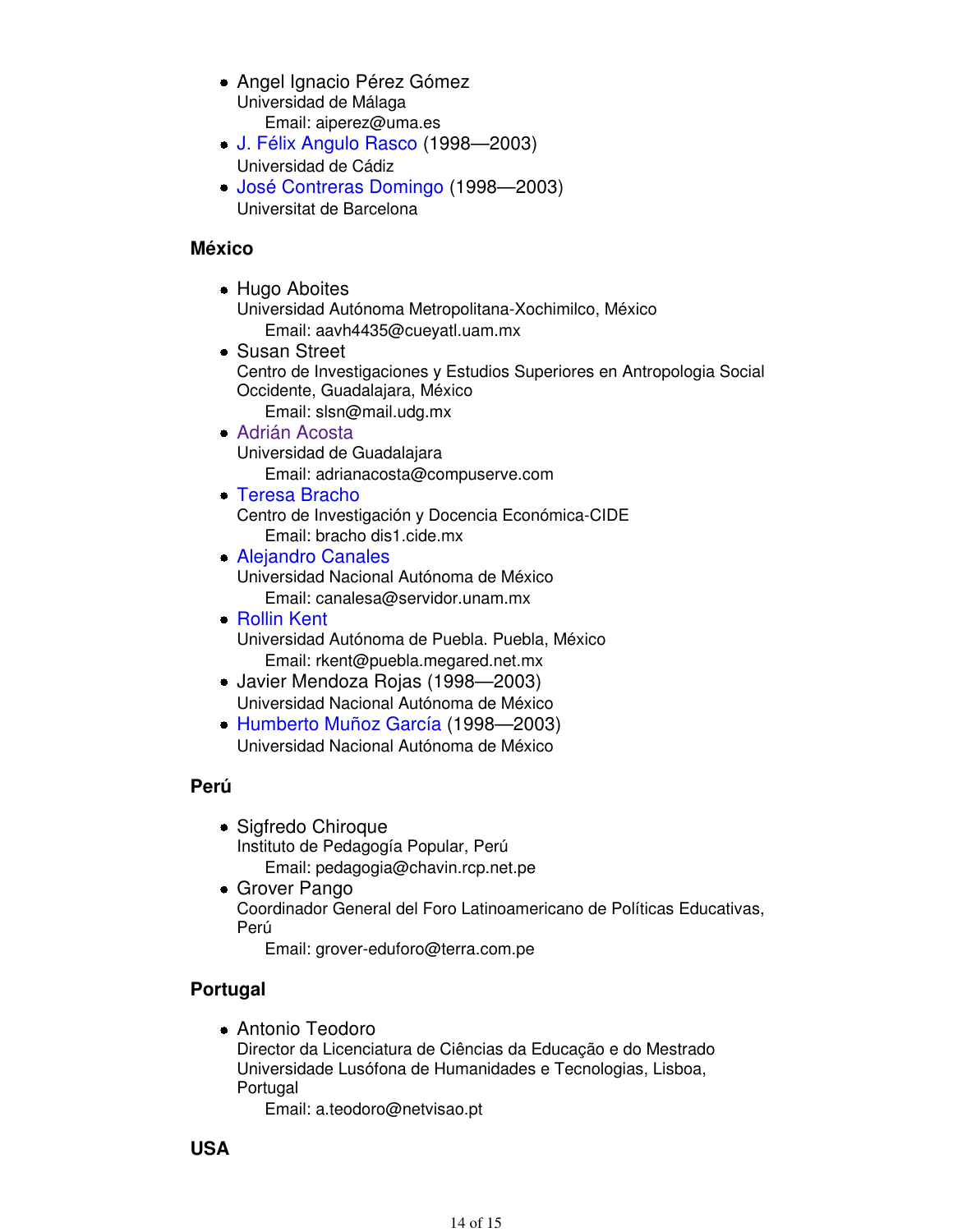- Angel Ignacio Pérez Gómez
  Universidad de Málaga
  Email: aiperez@uma.es
- J. Félix Angulo Rasco (1998—2003)
  Universidad de Cádiz
- José Contreras Domingo (1998—2003)
  Universitat de Barcelona

**México**

- Hugo Aboites
  Universidad Autónoma Metropolitana-Xochimilco, México
  Email: aavh4435@cueyatl.uam.mx
- Susan Street
  Centro de Investigaciones y Estudios Superiores en Antropologia Social Occidente, Guadalajara, México
  Email: slsn@mail.udg.mx
- Adrián Acosta
  Universidad de Guadalajara
  Email: adrianacosta@compuserve.com
- Teresa Bracho
  Centro de Investigación y Docencia Económica-CIDE
  Email: bracho dis1.cide.mx
- Alejandro Canales
  Universidad Nacional Autónoma de México
  Email: canalesa@servidor.unam.mx
- Rollin Kent
  Universidad Autónoma de Puebla. Puebla, México
  Email: rkent@puebla.megared.net.mx
- Javier Mendoza Rojas (1998—2003)
  Universidad Nacional Autónoma de México
- Humberto Muñoz García (1998—2003)
  Universidad Nacional Autónoma de México

**Perú**

- Sigfredo Chiroque
  Instituto de Pedagogía Popular, Perú
  Email: pedagogia@chavin.rcp.net.pe
- Grover Pango
  Coordinador General del Foro Latinoamericano de Políticas Educativas, Perú
  Email: grover-eduforo@terra.com.pe

**Portugal**

- Antonio Teodoro
  Director da Licenciatura de Ciências da Educação e do Mestrado
  Universidade Lusófona de Humanidades e Tecnologias, Lisboa, Portugal
  Email: a.teodoro@netvisao.pt

**USA**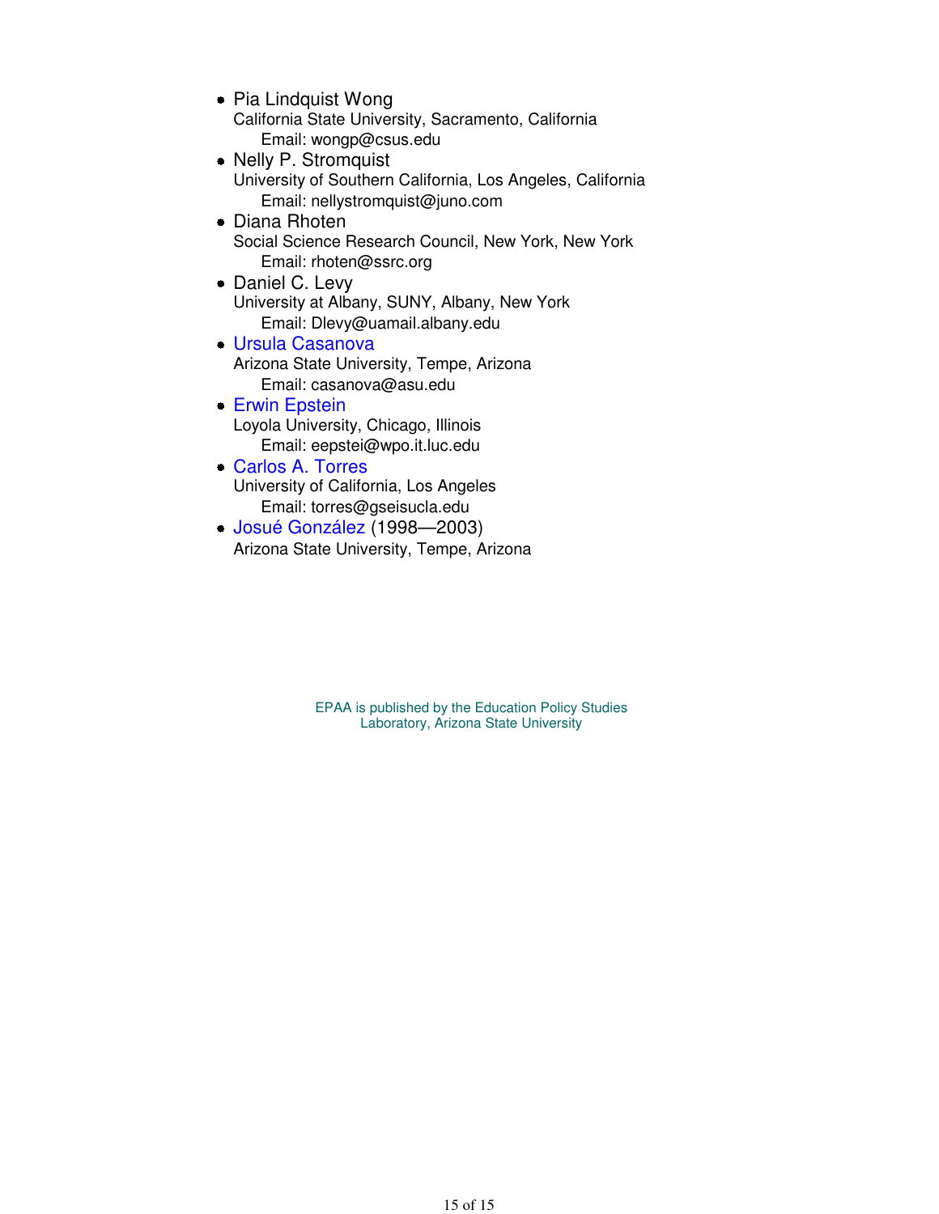- Pia Lindquist Wong
  California State University, Sacramento, California
  Email: wongp@csus.edu
- Nelly P. Stromquist
  University of Southern California, Los Angeles, California
  Email: nellystromquist@juno.com
- Diana Rhoten
  Social Science Research Council, New York, New York
  Email: rhoten@ssrc.org
- Daniel C. Levy
  University at Albany, SUNY, Albany, New York
  Email: Dlevy@uamail.albany.edu
- Ursula Casanova
  Arizona State University, Tempe, Arizona
  Email: casanova@asu.edu
- Erwin Epstein
  Loyola University, Chicago, Illinois
  Email: eepstei@wpo.it.luc.edu
- Carlos A. Torres
  University of California, Los Angeles
  Email: torres@gseisucla.edu
- Josué González (1998—2003)
  Arizona State University, Tempe, Arizona

EPAA is published by the Education Policy Studies Laboratory, Arizona State University